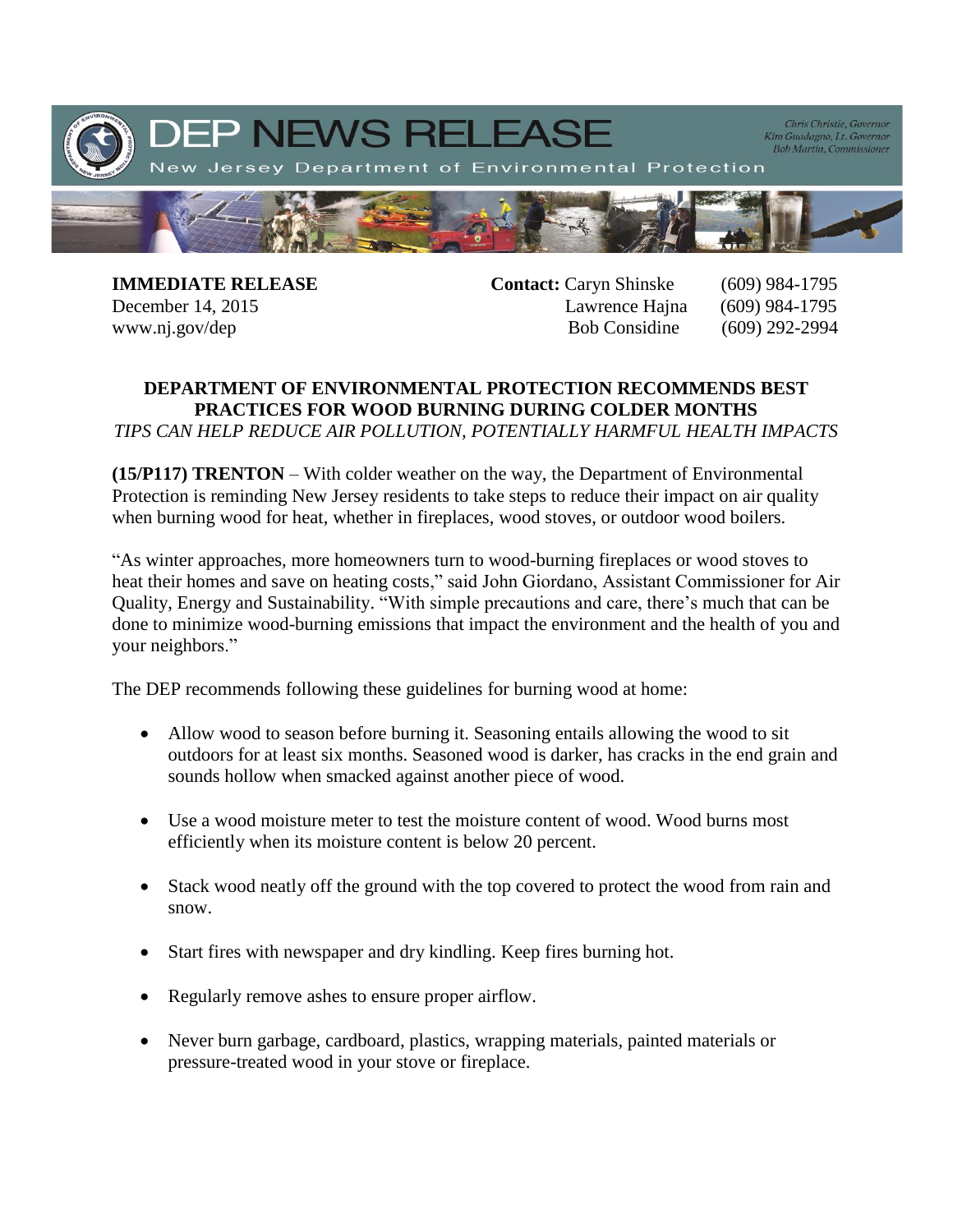# DEP NEWS RELEASE

New Jersey Department of Environmental Protection

Chris Christie, Governor
Kim Guadagno, Lt. Governor
Bob Martin, Commissioner

**IMMEDIATE RELEASE**
December 14, 2015
www.nj.gov/dep

**Contact:** Caryn Shinske (609) 984-1795
Lawrence Hajna (609) 984-1795
Bob Considine (609) 292-2994

## DEPARTMENT OF ENVIRONMENTAL PROTECTION RECOMMENDS BEST PRACTICES FOR WOOD BURNING DURING COLDER MONTHS

*TIPS CAN HELP REDUCE AIR POLLUTION, POTENTIALLY HARMFUL HEALTH IMPACTS*

**(15/P117) TRENTON** – With colder weather on the way, the Department of Environmental Protection is reminding New Jersey residents to take steps to reduce their impact on air quality when burning wood for heat, whether in fireplaces, wood stoves, or outdoor wood boilers.

"As winter approaches, more homeowners turn to wood-burning fireplaces or wood stoves to heat their homes and save on heating costs," said John Giordano, Assistant Commissioner for Air Quality, Energy and Sustainability. "With simple precautions and care, there's much that can be done to minimize wood-burning emissions that impact the environment and the health of you and your neighbors."

The DEP recommends following these guidelines for burning wood at home:

- Allow wood to season before burning it. Seasoning entails allowing the wood to sit outdoors for at least six months. Seasoned wood is darker, has cracks in the end grain and sounds hollow when smacked against another piece of wood.
- Use a wood moisture meter to test the moisture content of wood. Wood burns most efficiently when its moisture content is below 20 percent.
- Stack wood neatly off the ground with the top covered to protect the wood from rain and snow.
- Start fires with newspaper and dry kindling. Keep fires burning hot.
- Regularly remove ashes to ensure proper airflow.
- Never burn garbage, cardboard, plastics, wrapping materials, painted materials or pressure-treated wood in your stove or fireplace.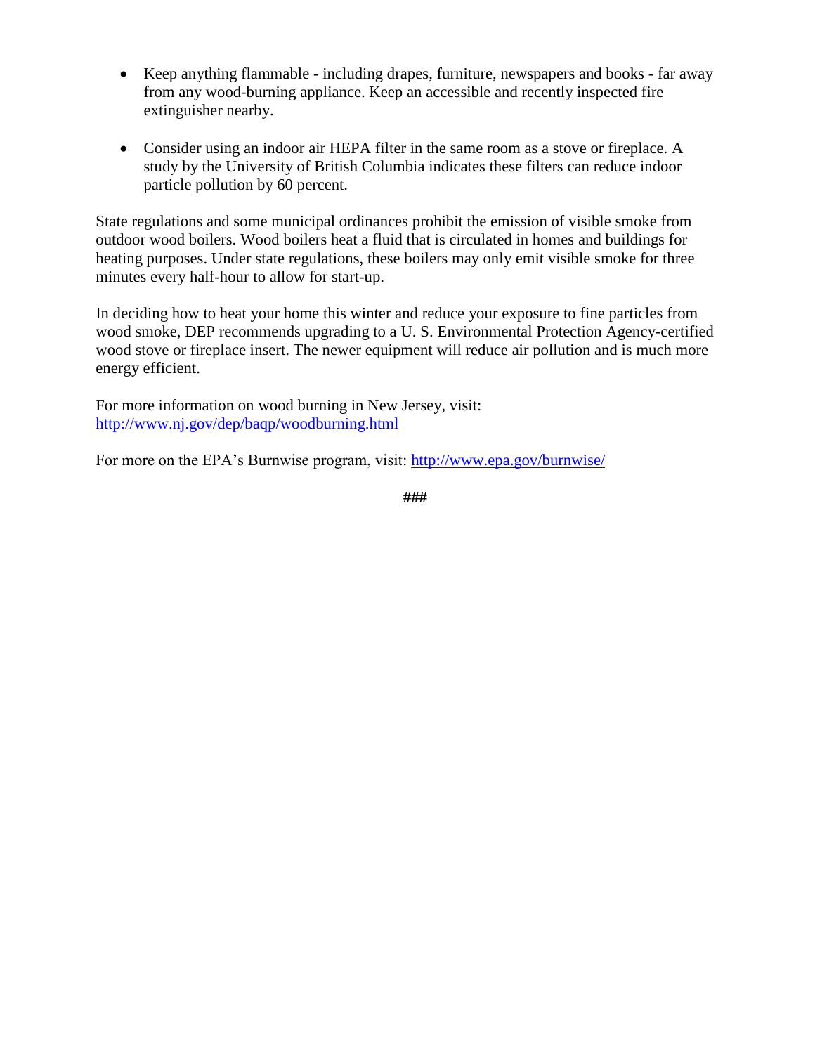- Keep anything flammable - including drapes, furniture, newspapers and books - far away from any wood-burning appliance. Keep an accessible and recently inspected fire extinguisher nearby.

- Consider using an indoor air HEPA filter in the same room as a stove or fireplace. A study by the University of British Columbia indicates these filters can reduce indoor particle pollution by 60 percent.

State regulations and some municipal ordinances prohibit the emission of visible smoke from outdoor wood boilers. Wood boilers heat a fluid that is circulated in homes and buildings for heating purposes. Under state regulations, these boilers may only emit visible smoke for three minutes every half-hour to allow for start-up.

In deciding how to heat your home this winter and reduce your exposure to fine particles from wood smoke, DEP recommends upgrading to a U. S. Environmental Protection Agency-certified wood stove or fireplace insert. The newer equipment will reduce air pollution and is much more energy efficient.

For more information on wood burning in New Jersey, visit: [http://www.nj.gov/dep/baqp/woodburning.html](http://www.nj.gov/dep/baqp/woodburning.html)

For more on the EPA's Burnwise program, visit: [http://www.epa.gov/burnwise/](http://www.epa.gov/burnwise/)

###